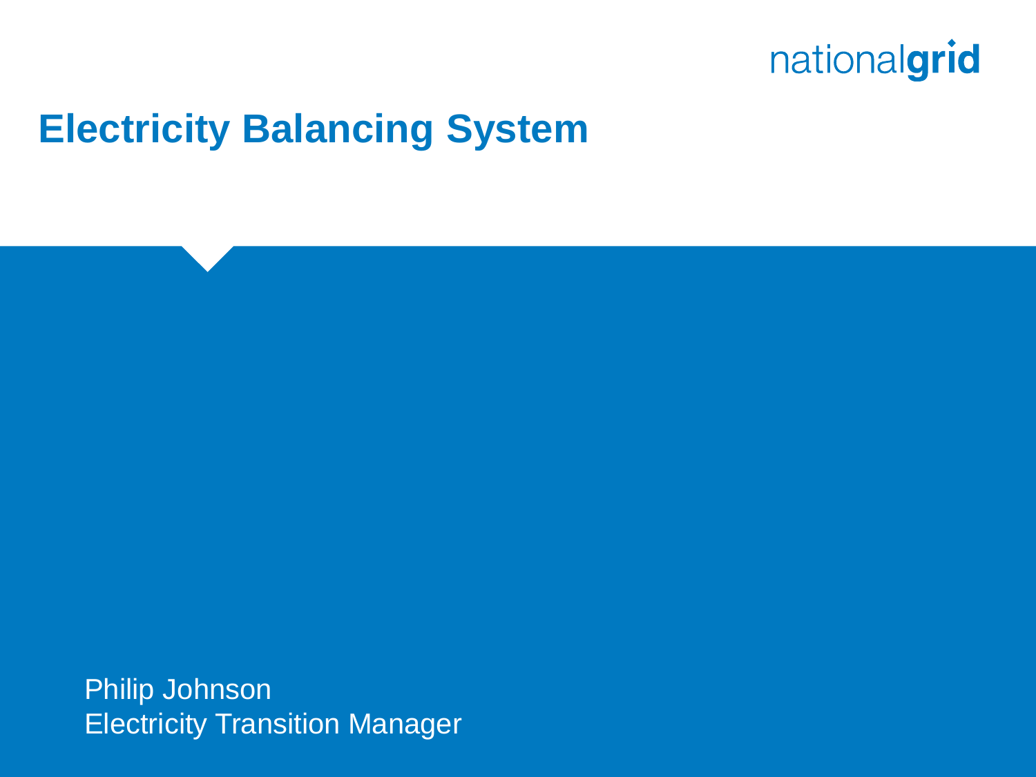nationalgrid

# Electricity Balancing System

Philip Johnson
Electricity Transition Manager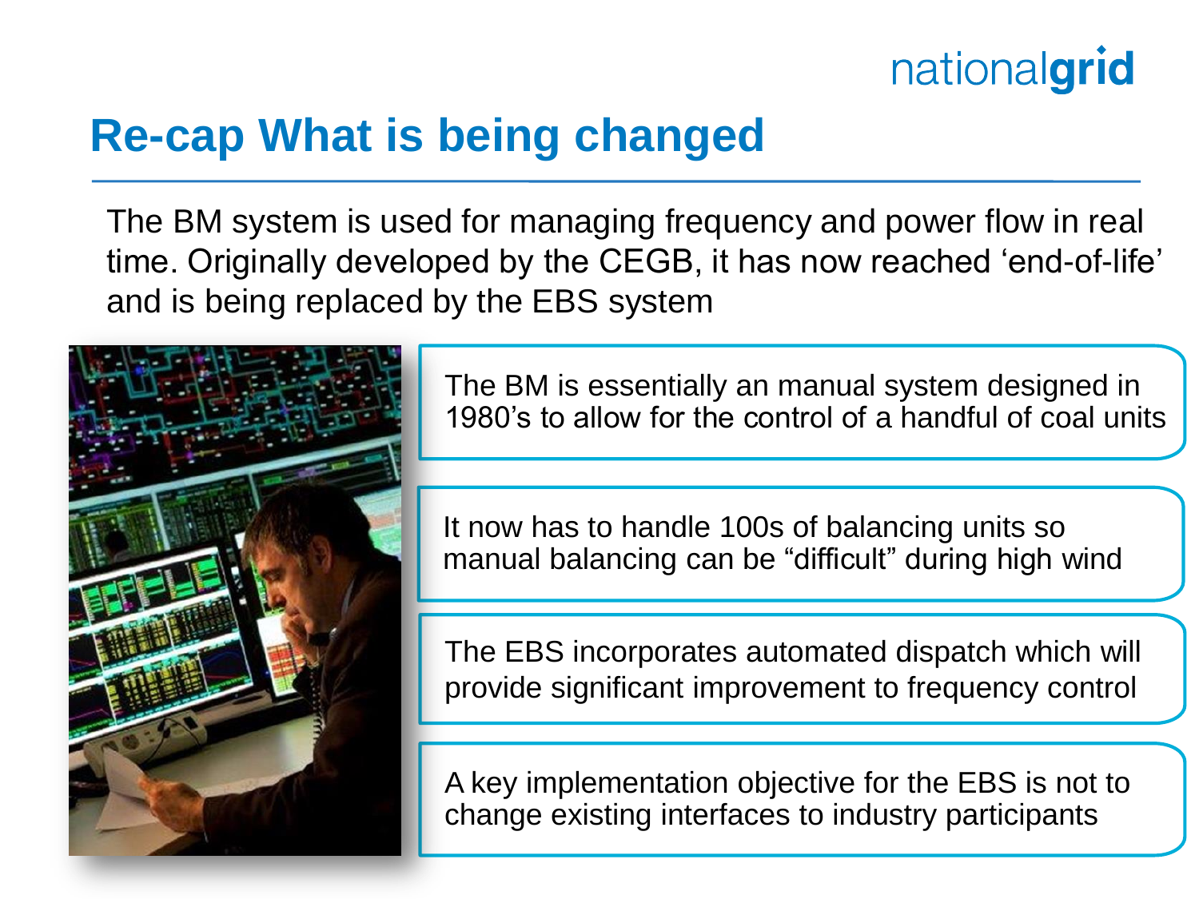# Re-cap What is being changed

The BM system is used for managing frequency and power flow in real time. Originally developed by the CEGB, it has now reached 'end-of-life' and is being replaced by the EBS system

The BM is essentially an manual system designed in 1980's to allow for the control of a handful of coal units

It now has to handle 100s of balancing units so manual balancing can be "difficult" during high wind

The EBS incorporates automated dispatch which will provide significant improvement to frequency control

A key implementation objective for the EBS is not to change existing interfaces to industry participants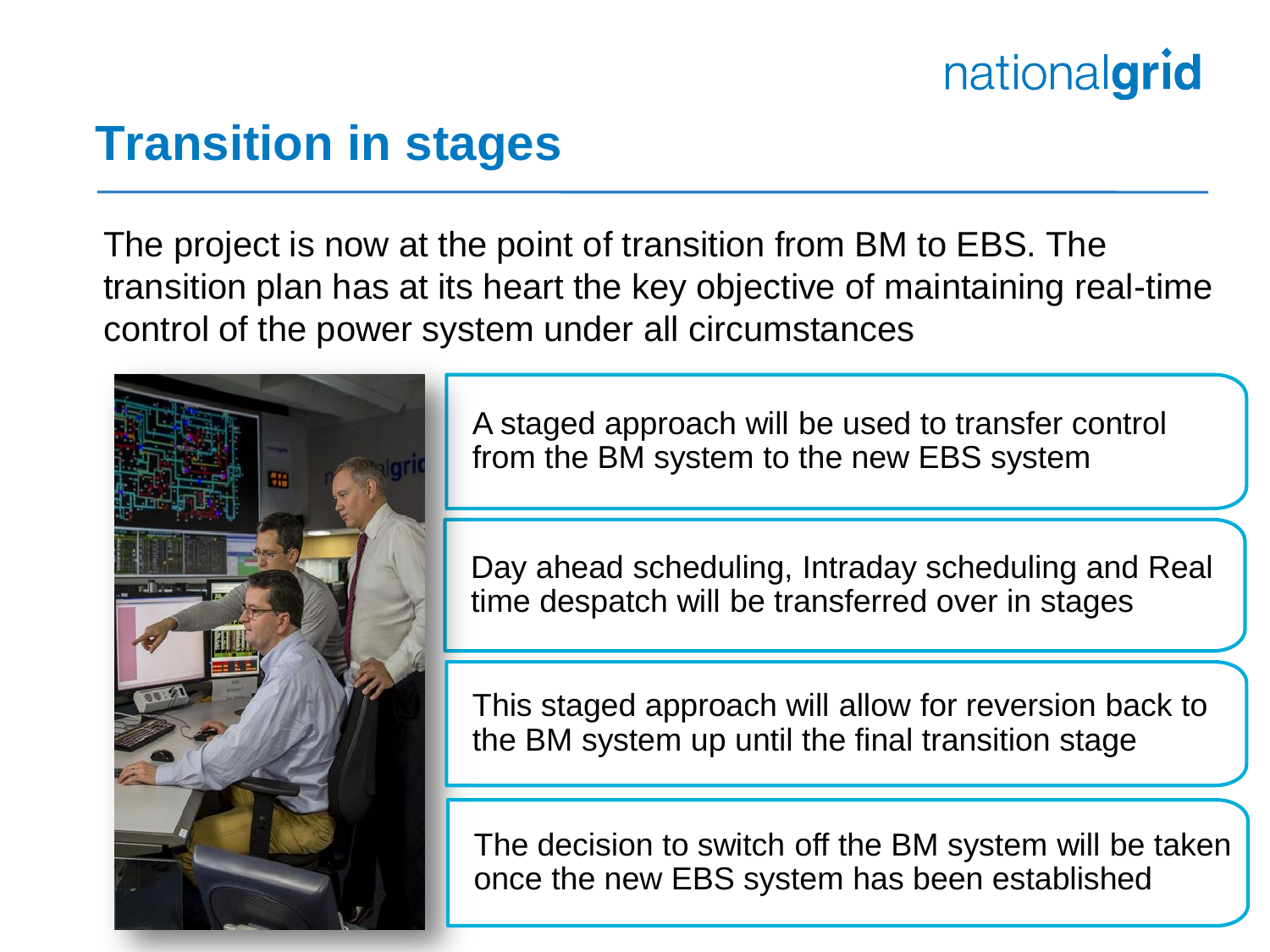# Transition in stages

The project is now at the point of transition from BM to EBS. The transition plan has at its heart the key objective of maintaining real-time control of the power system under all circumstances

- A staged approach will be used to transfer control from the BM system to the new EBS system
- Day ahead scheduling, Intraday scheduling and Real time despatch will be transferred over in stages
- This staged approach will allow for reversion back to the BM system up until the final transition stage
- The decision to switch off the BM system will be taken once the new EBS system has been established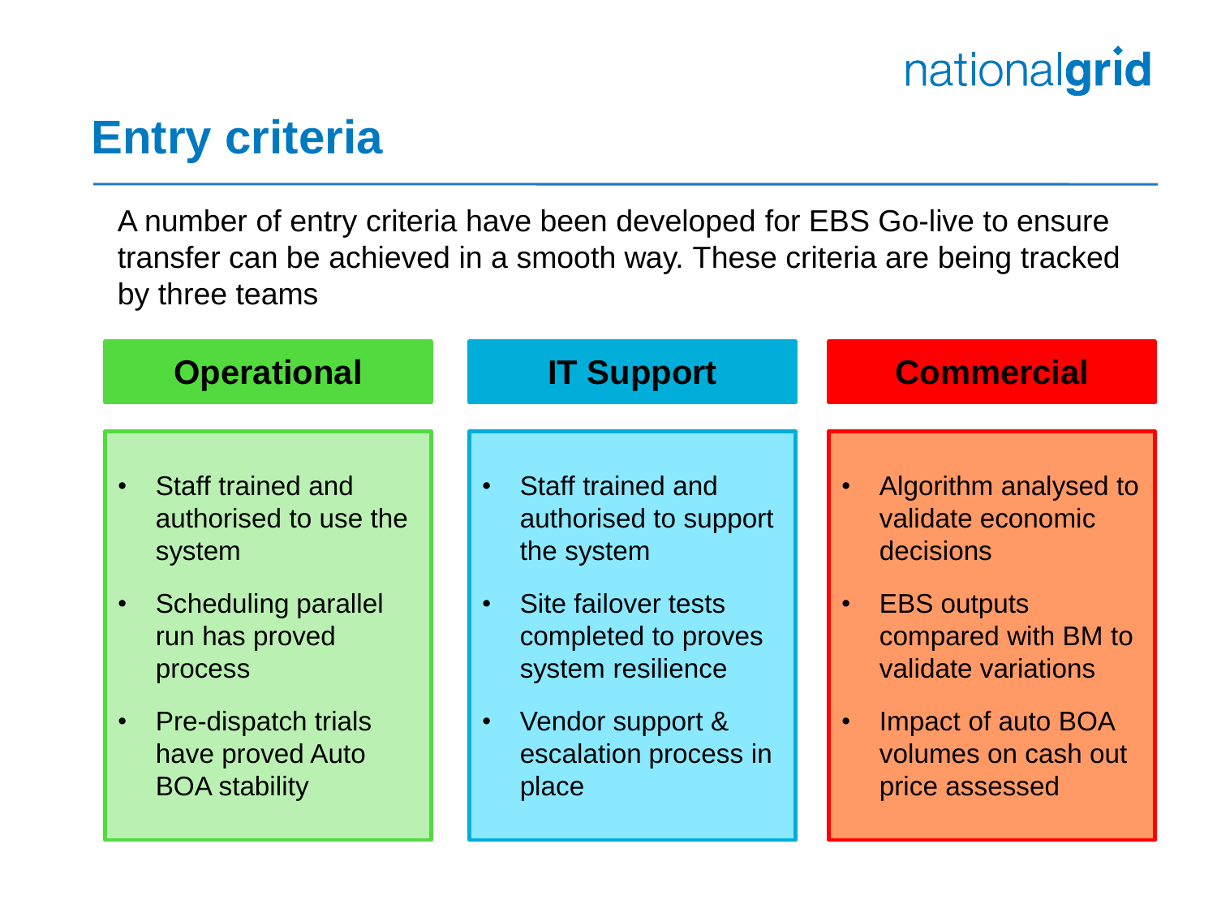# Entry criteria

A number of entry criteria have been developed for EBS Go-live to ensure transfer can be achieved in a smooth way. These criteria are being tracked by three teams

## Operational

- Staff trained and authorised to use the system
- Scheduling parallel run has proved process
- Pre-dispatch trials have proved Auto BOA stability

## IT Support

- Staff trained and authorised to support the system
- Site failover tests completed to proves system resilience
- Vendor support & escalation process in place

## Commercial

- Algorithm analysed to validate economic decisions
- EBS outputs compared with BM to validate variations
- Impact of auto BOA volumes on cash out price assessed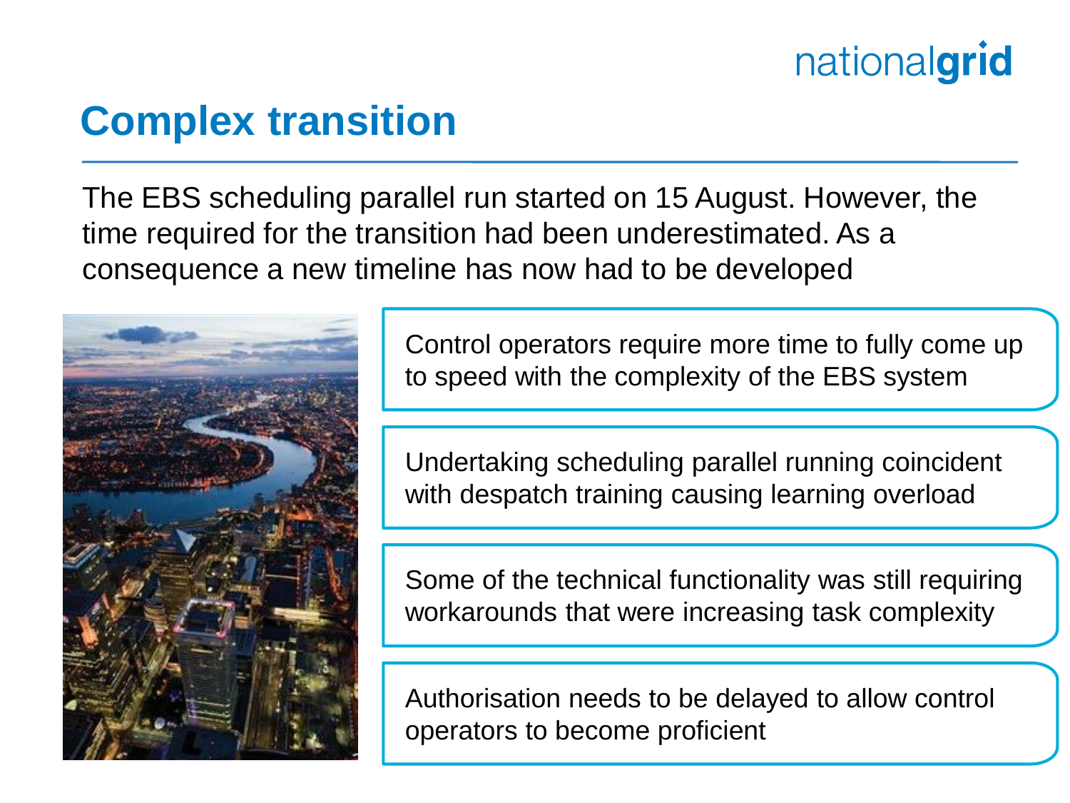# Complex transition

The EBS scheduling parallel run started on 15 August. However, the time required for the transition had been underestimated. As a consequence a new timeline has now had to be developed

- Control operators require more time to fully come up to speed with the complexity of the EBS system
- Undertaking scheduling parallel running coincident with despatch training causing learning overload
- Some of the technical functionality was still requiring workarounds that were increasing task complexity
- Authorisation needs to be delayed to allow control operators to become proficient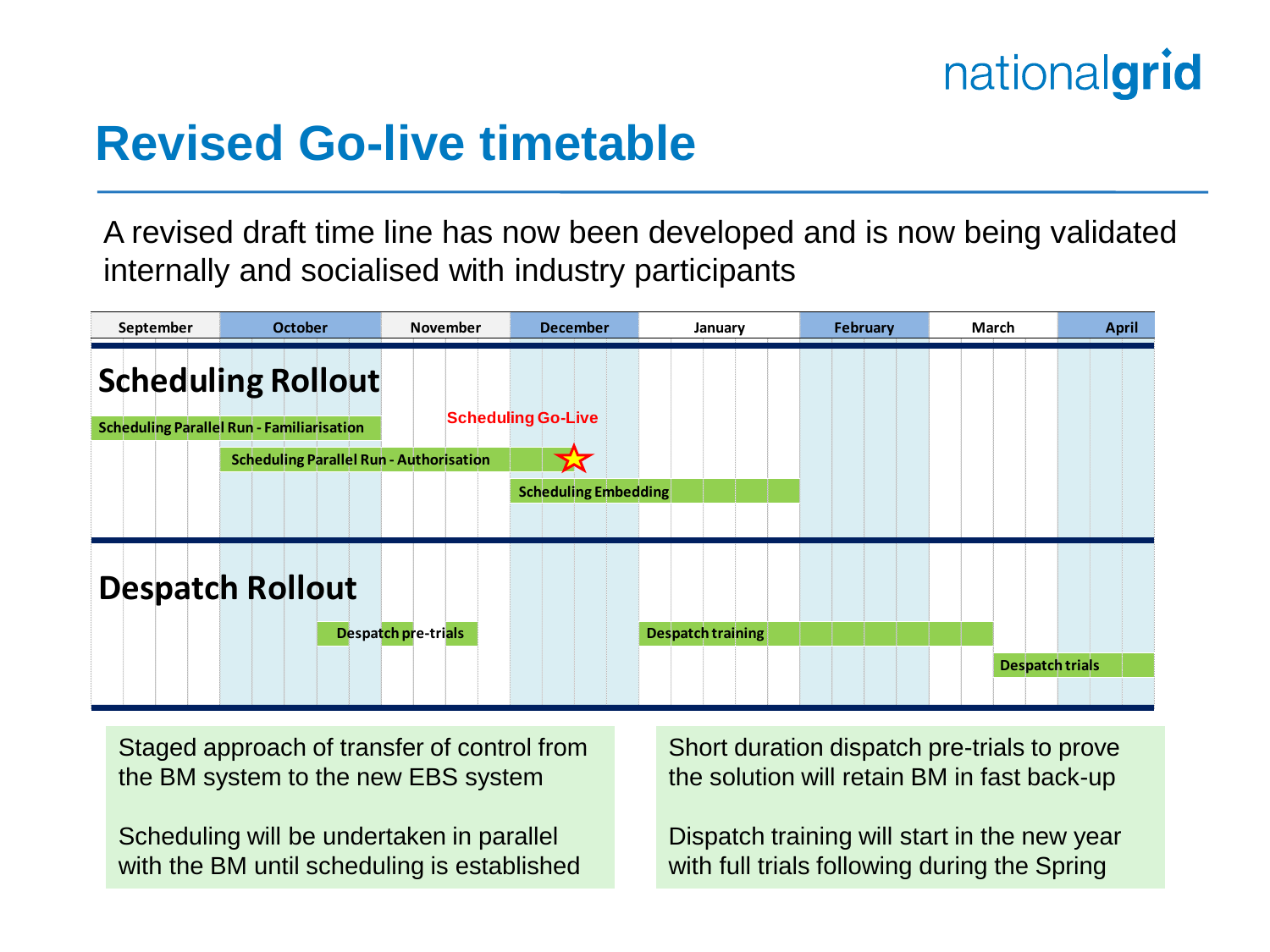# Revised Go-live timetable

A revised draft time line has now been developed and is now being validated internally and socialised with industry participants

| | September | October | November | December | January | February | March | April |
|---|---|---|---|---|---|---|---|---|
| **Scheduling Rollout** | | | | | | | | |
| Scheduling Parallel Run - Familiarisation | ■ | ■ | | | | | | |
| Scheduling Parallel Run - Authorisation | | ■ | ■ | ■ (Scheduling Go-Live) | | | | |
| Scheduling Embedding | | | | ■ | ■ | | | |
| **Despatch Rollout** | | | | | | | | |
| Despatch pre-trials | | ■ | ■ | | | | | |
| Despatch training | | | | | ■ | ■ | ■ | |
| Despatch trials | | | | | | | ■ | ■ |

Staged approach of transfer of control from the BM system to the new EBS system

Scheduling will be undertaken in parallel with the BM until scheduling is established

Short duration dispatch pre-trials to prove the solution will retain BM in fast back-up

Dispatch training will start in the new year with full trials following during the Spring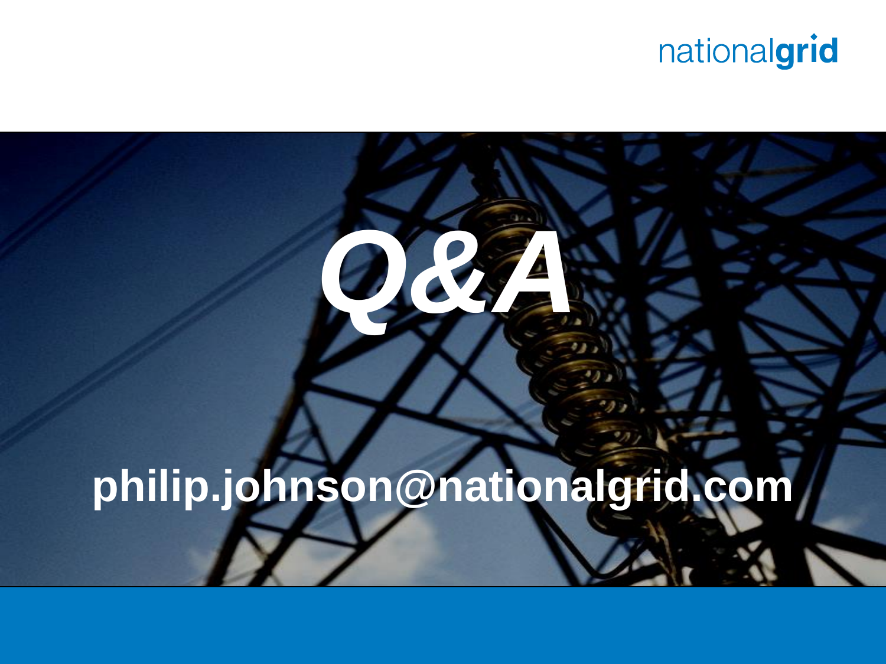# Q&A

**philip.johnson@nationalgrid.com**